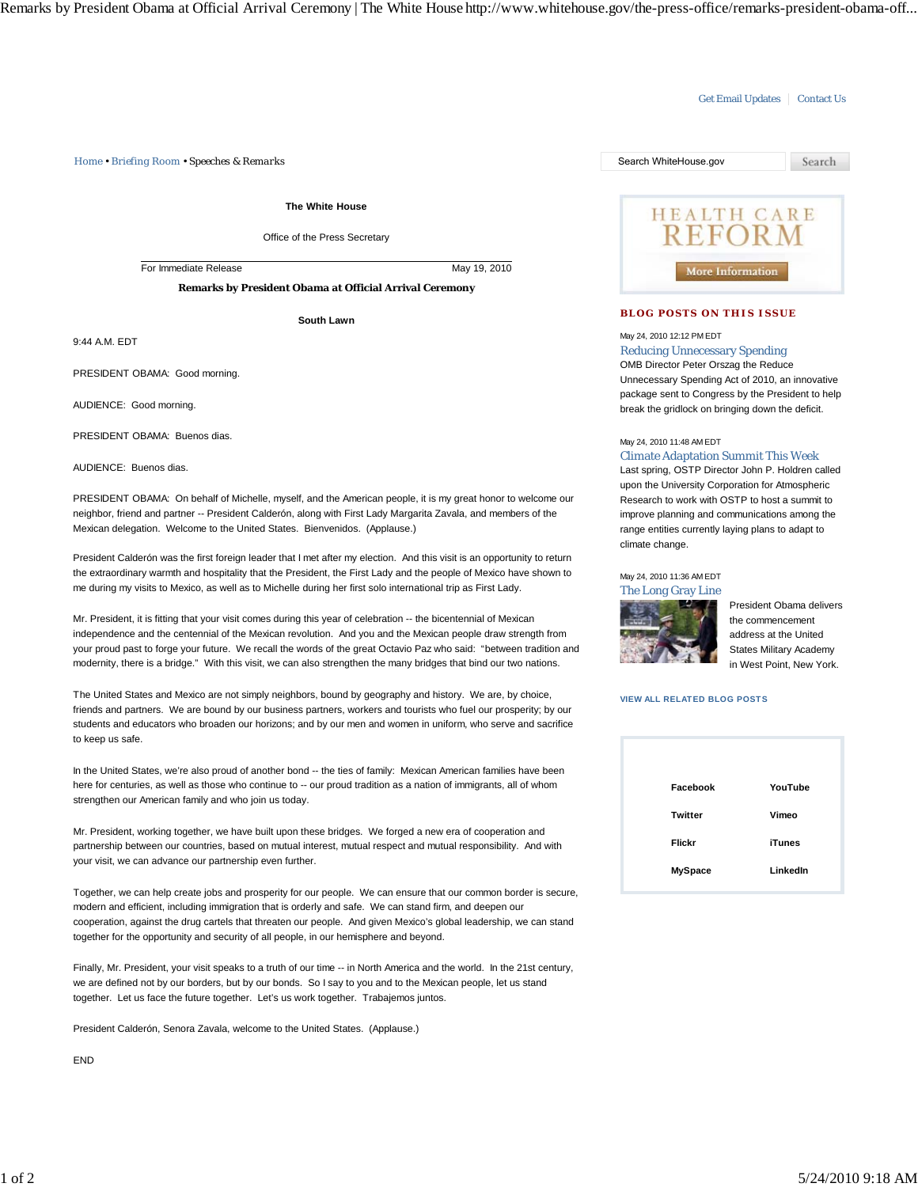Get Email Updates | Contact Us

Home • Briefing Room • Speeches & Remarks

Search WhiteHouse.gov Search

**The White House**

Office of the Press Secretary

For Immediate Release May 19, 2010

# Remarks by President Obama at Official Arrival Ceremony

**South Lawn**

9:44 A.M. EDT

PRESIDENT OBAMA: Good morning.

AUDIENCE: Good morning.

PRESIDENT OBAMA: Buenos dias.

AUDIENCE: Buenos dias.

PRESIDENT OBAMA: On behalf of Michelle, myself, and the American people, it is my great honor to welcome our neighbor, friend and partner -- President Calderón, along with First Lady Margarita Zavala, and members of the Mexican delegation. Welcome to the United States. Bienvenidos. (Applause.)

President Calderón was the first foreign leader that I met after my election. And this visit is an opportunity to return the extraordinary warmth and hospitality that the President, the First Lady and the people of Mexico have shown to me during my visits to Mexico, as well as to Michelle during her first solo international trip as First Lady.

Mr. President, it is fitting that your visit comes during this year of celebration -- the bicentennial of Mexican independence and the centennial of the Mexican revolution. And you and the Mexican people draw strength from your proud past to forge your future. We recall the words of the great Octavio Paz who said: "between tradition and modernity, there is a bridge." With this visit, we can also strengthen the many bridges that bind our two nations.

The United States and Mexico are not simply neighbors, bound by geography and history. We are, by choice, friends and partners. We are bound by our business partners, workers and tourists who fuel our prosperity; by our students and educators who broaden our horizons; and by our men and women in uniform, who serve and sacrifice to keep us safe.

In the United States, we're also proud of another bond -- the ties of family: Mexican American families have been here for centuries, as well as those who continue to -- our proud tradition as a nation of immigrants, all of whom strengthen our American family and who join us today.

Mr. President, working together, we have built upon these bridges. We forged a new era of cooperation and partnership between our countries, based on mutual interest, mutual respect and mutual responsibility. And with your visit, we can advance our partnership even further.

Together, we can help create jobs and prosperity for our people. We can ensure that our common border is secure, modern and efficient, including immigration that is orderly and safe. We can stand firm, and deepen our cooperation, against the drug cartels that threaten our people. And given Mexico's global leadership, we can stand together for the opportunity and security of all people, in our hemisphere and beyond.

Finally, Mr. President, your visit speaks to a truth of our time -- in North America and the world. In the 21st century, we are defined not by our borders, but by our bonds. So I say to you and to the Mexican people, let us stand together. Let us face the future together. Let's us work together. Trabajemos juntos.

President Calderón, Senora Zavala, welcome to the United States. (Applause.)

END

HEALTH CARE REFORM

More Information

## BLOG POSTS ON THIS ISSUE

May 24, 2010 12:12 PM EDT

**Reducing Unnecessary Spending**

OMB Director Peter Orszag the Reduce Unnecessary Spending Act of 2010, an innovative package sent to Congress by the President to help break the gridlock on bringing down the deficit.

May 24, 2010 11:48 AM EDT

**Climate Adaptation Summit This Week**

Last spring, OSTP Director John P. Holdren called upon the University Corporation for Atmospheric Research to work with OSTP to host a summit to improve planning and communications among the range entities currently laying plans to adapt to climate change.

May 24, 2010 11:36 AM EDT

**The Long Gray Line**

President Obama delivers the commencement address at the United States Military Academy in West Point, New York.

VIEW ALL RELATED BLOG POSTS

| | |
|---|---|
| Facebook | YouTube |
| Twitter | Vimeo |
| Flickr | iTunes |
| MySpace | LinkedIn |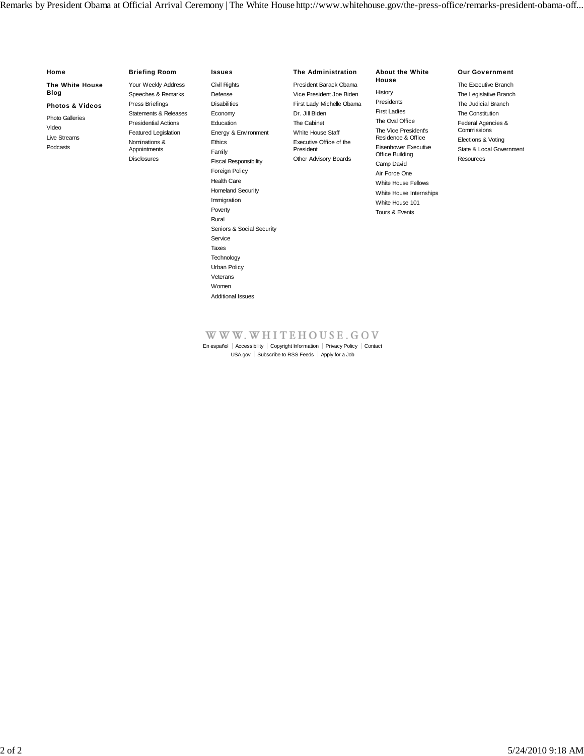**Home**

**The White House Blog**

**Photos & Videos**

- Photo Galleries
- Video
- Live Streams
- Podcasts

**Briefing Room**

- Your Weekly Address
- Speeches & Remarks
- Press Briefings
- Statements & Releases
- Presidential Actions
- Featured Legislation
- Nominations & Appointments
- Disclosures

**Issues**

- Civil Rights
- Defense
- Disabilities
- Economy
- Education
- Energy & Environment
- Ethics
- Family
- Fiscal Responsibility
- Foreign Policy
- Health Care
- Homeland Security
- Immigration
- Poverty
- Rural
- Seniors & Social Security
- Service
- Taxes
- Technology
- Urban Policy
- Veterans
- Women
- Additional Issues

**The Administration**

- President Barack Obama
- Vice President Joe Biden
- First Lady Michelle Obama
- Dr. Jill Biden
- The Cabinet
- White House Staff
- Executive Office of the President
- Other Advisory Boards

**About the White House**

- History
- Presidents
- First Ladies
- The Oval Office
- The Vice President's Residence & Office
- Eisenhower Executive Office Building
- Camp David
- Air Force One
- White House Fellows
- White House Internships
- White House 101
- Tours & Events

**Our Government**

- The Executive Branch
- The Legislative Branch
- The Judicial Branch
- The Constitution
- Federal Agencies & Commissions
- Elections & Voting
- State & Local Government
- Resources

WWW.WHITEHOUSE.GOV

En español | Accessibility | Copyright Information | Privacy Policy | Contact

USA.gov | Subscribe to RSS Feeds | Apply for a Job